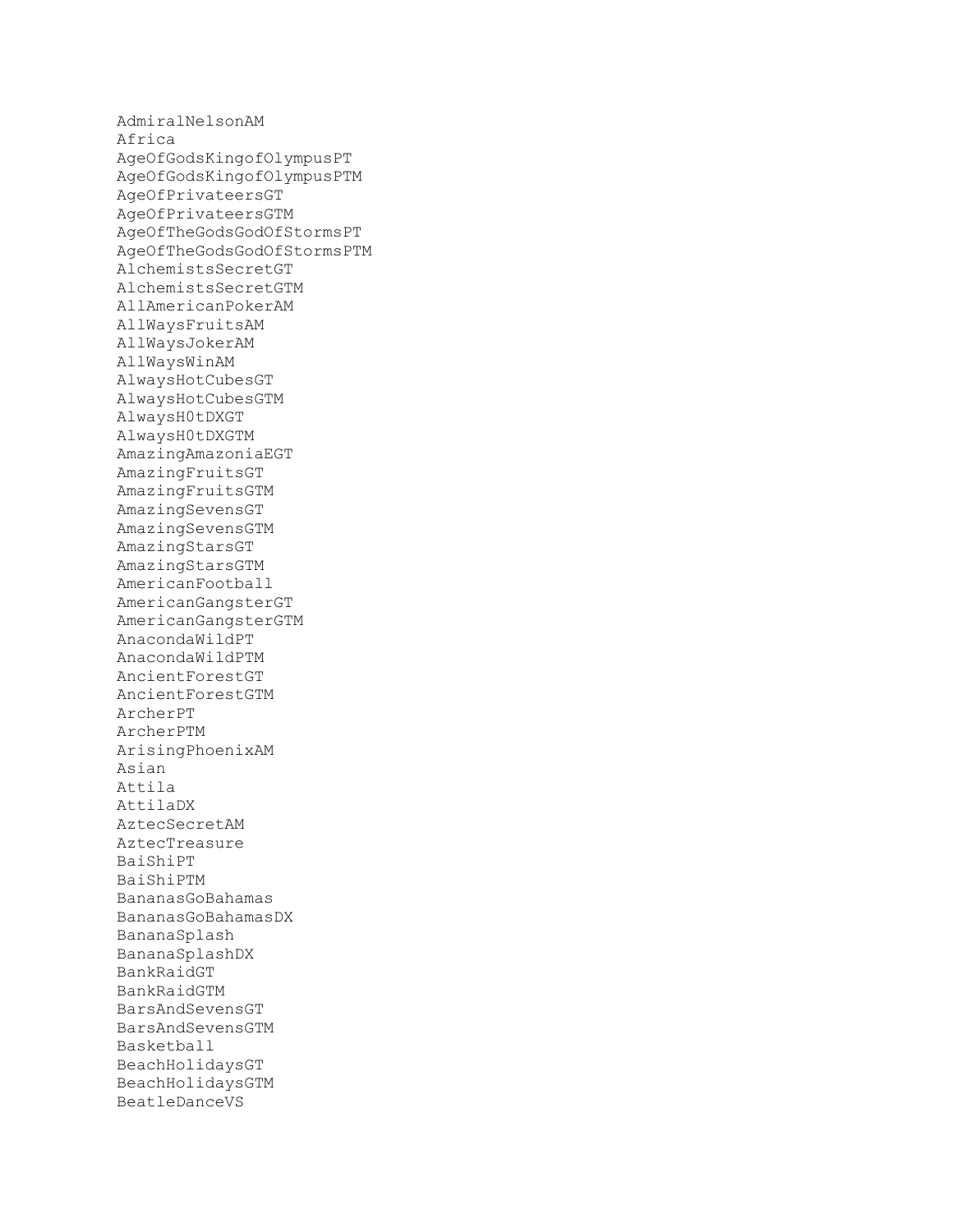AdmiralNelsonAM
Africa
AgeOfGodsKingofOlympusPT
AgeOfGodsKingofOlympusPTM
AgeOfPrivateersGT
AgeOfPrivateersGTM
AgeOfTheGodsGodOfStormsPT
AgeOfTheGodsGodOfStormsPTM
AlchemistsSecretGT
AlchemistsSecretGTM
AllAmericanPokerAM
AllWaysFruitsAM
AllWaysJokerAM
AllWaysWinAM
AlwaysHotCubesGT
AlwaysHotCubesGTM
AlwaysH0tDXGT
AlwaysH0tDXGTM
AmazingAmazoniaEGT
AmazingFruitsGT
AmazingFruitsGTM
AmazingSevensGT
AmazingSevensGTM
AmazingStarsGT
AmazingStarsGTM
AmericanFootball
AmericanGangsterGT
AmericanGangsterGTM
AnacondaWildPT
AnacondaWildPTM
AncientForestGT
AncientForestGTM
ArcherPT
ArcherPTM
ArisingPhoenixAM
Asian
Attila
AttilaDX
AztecSecretAM
AztecTreasure
BaiShiPT
BaiShiPTM
BananasGoBahamas
BananasGoBahamasDX
BananaSplash
BananaSplashDX
BankRaidGT
BankRaidGTM
BarsAndSevensGT
BarsAndSevensGTM
Basketball
BeachHolidaysGT
BeachHolidaysGTM
BeatleDanceVS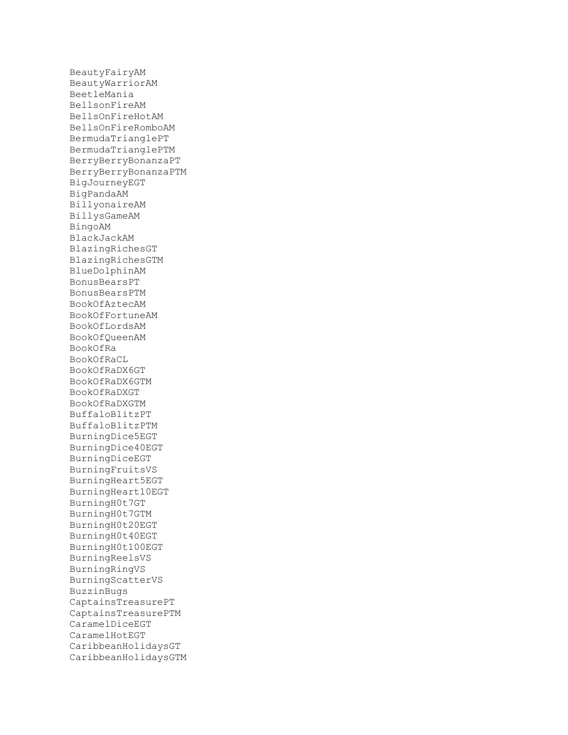BeautyFairyAM
BeautyWarriorAM
BeetleMania
BellsonFireAM
BellsOnFireHotAM
BellsOnFireRomboAM
BermudaTrianglePT
BermudaTrianglePTM
BerryBerryBonanzaPT
BerryBerryBonanzaPTM
BigJourneyEGT
BigPandaAM
BillyonaireAM
BillysGameAM
BingoAM
BlackJackAM
BlazingRichesGT
BlazingRichesGTM
BlueDolphinAM
BonusBearsPT
BonusBearsPTM
BookOfAztecAM
BookOfFortuneAM
BookOfLordsAM
BookOfQueenAM
BookOfRa
BookOfRaCL
BookOfRaDX6GT
BookOfRaDX6GTM
BookOfRaDXGT
BookOfRaDXGTM
BuffaloBlitzPT
BuffaloBlitzPTM
BurningDice5EGT
BurningDice40EGT
BurningDiceEGT
BurningFruitsVS
BurningHeart5EGT
BurningHeart10EGT
BurningH0t7GT
BurningH0t7GTM
BurningH0t20EGT
BurningH0t40EGT
BurningH0t100EGT
BurningReelsVS
BurningRingVS
BurningScatterVS
BuzzinBugs
CaptainsTreasurePT
CaptainsTreasurePTM
CaramelDiceEGT
CaramelHotEGT
CaribbeanHolidaysGT
CaribbeanHolidaysGTM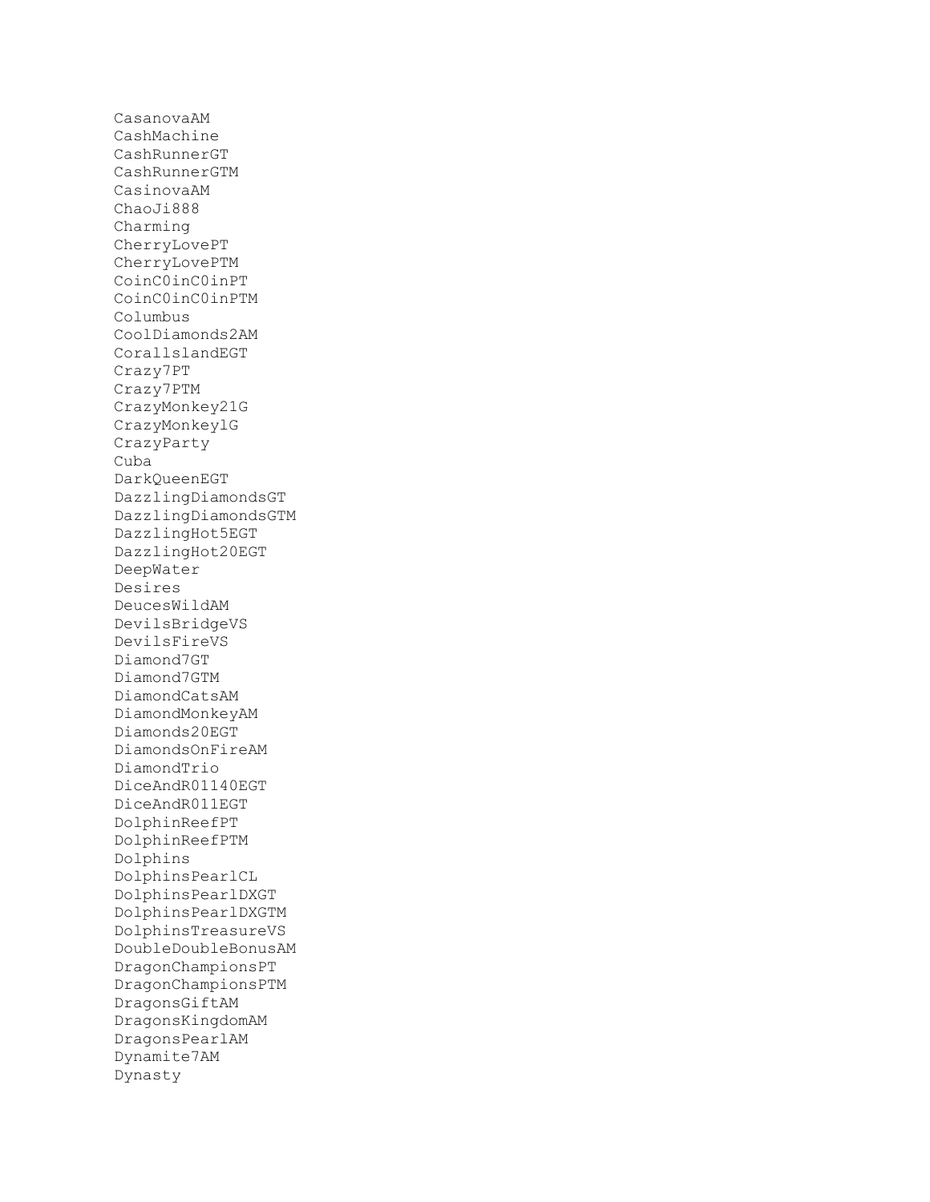CasanovaAM
CashMachine
CashRunnerGT
CashRunnerGTM
CasinovaAM
ChaoJi888
Charming
CherryLovePT
CherryLovePTM
CoinC0inC0inPT
CoinC0inC0inPTM
Columbus
CoolDiamonds2AM
CorallslandEGT
Crazy7PT
Crazy7PTM
CrazyMonkey21G
CrazyMonkeylG
CrazyParty
Cuba
DarkQueenEGT
DazzlingDiamondsGT
DazzlingDiamondsGTM
DazzlingHot5EGT
DazzlingHot20EGT
DeepWater
Desires
DeucesWildAM
DevilsBridgeVS
DevilsFireVS
Diamond7GT
Diamond7GTM
DiamondCatsAM
DiamondMonkeyAM
Diamonds20EGT
DiamondsOnFireAM
DiamondTrio
DiceAndR01140EGT
DiceAndR011EGT
DolphinReefPT
DolphinReefPTM
Dolphins
DolphinsPearlCL
DolphinsPearlDXGT
DolphinsPearlDXGTM
DolphinsTreasureVS
DoubleDoubleBonusAM
DragonChampionsPT
DragonChampionsPTM
DragonsGiftAM
DragonsKingdomAM
DragonsPearlAM
Dynamite7AM
Dynasty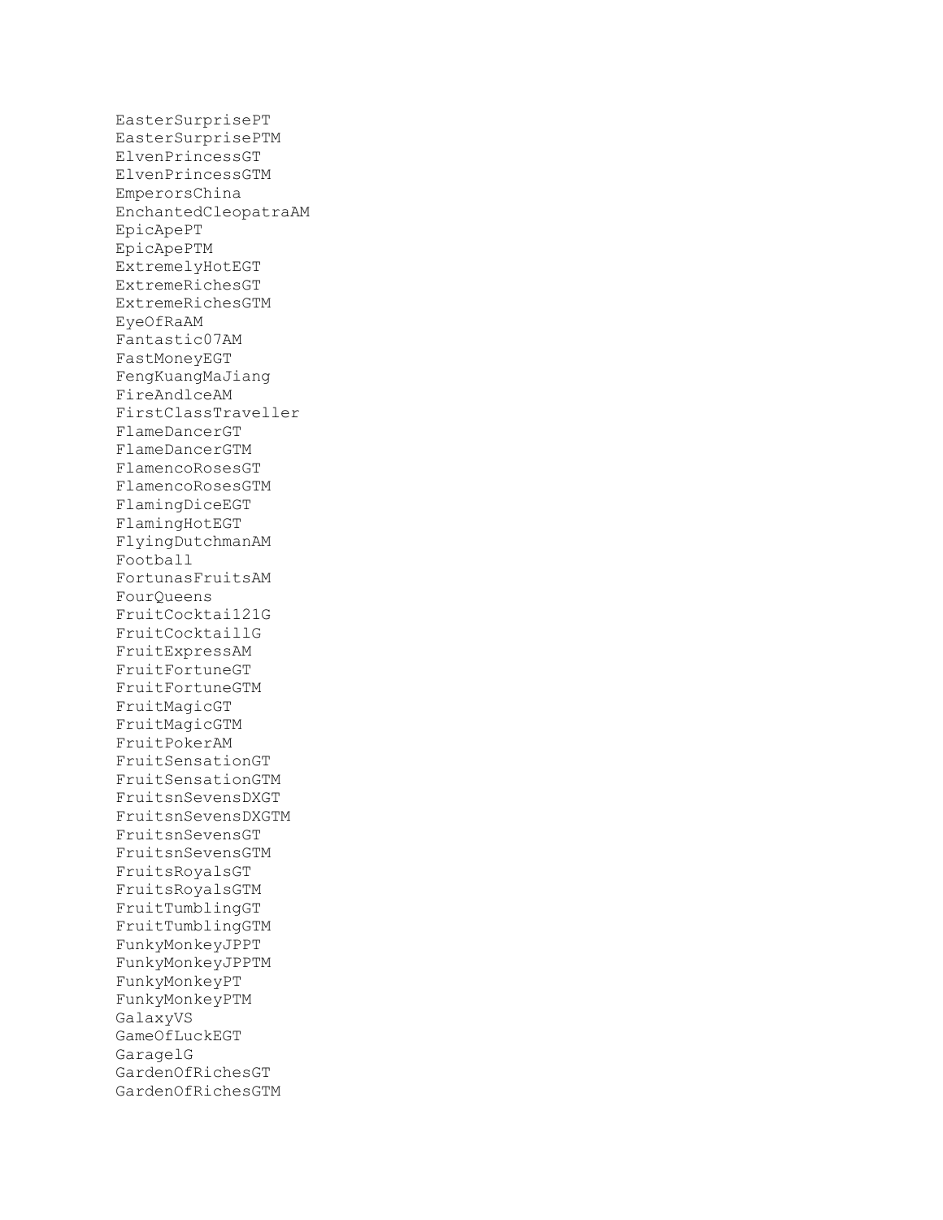EasterSurprisePT
EasterSurprisePTM
ElvenPrincessGT
ElvenPrincessGTM
EmperorsChina
EnchantedCleopatraAM
EpicApePT
EpicApePTM
ExtremelyHotEGT
ExtremeRichesGT
ExtremeRichesGTM
EyeOfRaAM
Fantastic07AM
FastMoneyEGT
FengKuangMaJiang
FireAndlceAM
FirstClassTraveller
FlameDancerGT
FlameDancerGTM
FlamencoRosesGT
FlamencoRosesGTM
FlamingDiceEGT
FlamingHotEGT
FlyingDutchmanAM
Football
FortunasFruitsAM
FourQueens
FruitCocktail2lG
FruitCocktaillG
FruitExpressAM
FruitFortuneGT
FruitFortuneGTM
FruitMagicGT
FruitMagicGTM
FruitPokerAM
FruitSensationGT
FruitSensationGTM
FruitsnSevensDXGT
FruitsnSevensDXGTM
FruitsnSevensGT
FruitsnSevensGTM
FruitsRoyalsGT
FruitsRoyalsGTM
FruitTumblingGT
FruitTumblingGTM
FunkyMonkeyJPPT
FunkyMonkeyJPPTM
FunkyMonkeyPT
FunkyMonkeyPTM
GalaxyVS
GameOfLuckEGT
GaragelG
GardenOfRichesGT
GardenOfRichesGTM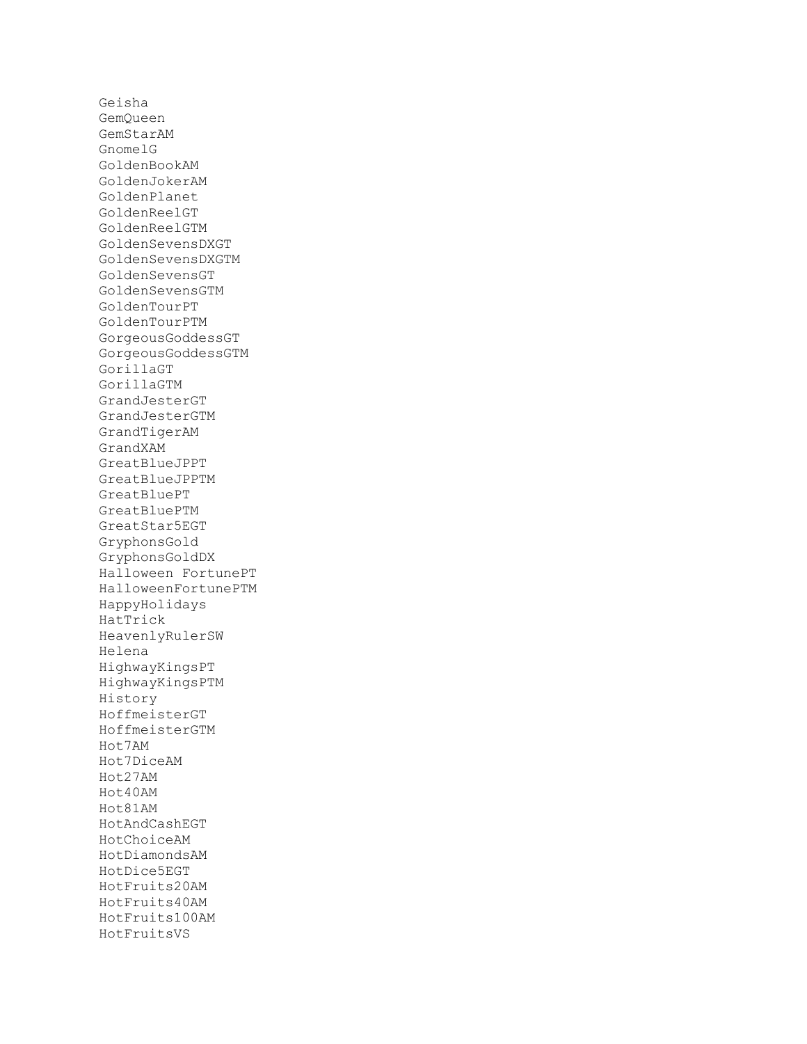Geisha
GemQueen
GemStarAM
GnomeIG
GoldenBookAM
GoldenJokerAM
GoldenPlanet
GoldenReelGT
GoldenReelGTM
GoldenSevensDXGT
GoldenSevensDXGTM
GoldenSevensGT
GoldenSevensGTM
GoldenTourPT
GoldenTourPTM
GorgeousGoddessGT
GorgeousGoddessGTM
GorillaGT
GorillaGTM
GrandJesterGT
GrandJesterGTM
GrandTigerAM
GrandXAM
GreatBlueJPPT
GreatBlueJPPTM
GreatBluePT
GreatBluePTM
GreatStar5EGT
GryphonsGold
GryphonsGoldDX
Halloween FortunePT
HalloweenFortunePTM
HappyHolidays
HatTrick
HeavenlyRulerSW
Helena
HighwayKingsPT
HighwayKingsPTM
History
HoffmeisterGT
HoffmeisterGTM
Hot7AM
Hot7DiceAM
Hot27AM
Hot40AM
Hot81AM
HotAndCashEGT
HotChoiceAM
HotDiamondsAM
HotDice5EGT
HotFruits20AM
HotFruits40AM
HotFruits100AM
HotFruitsVS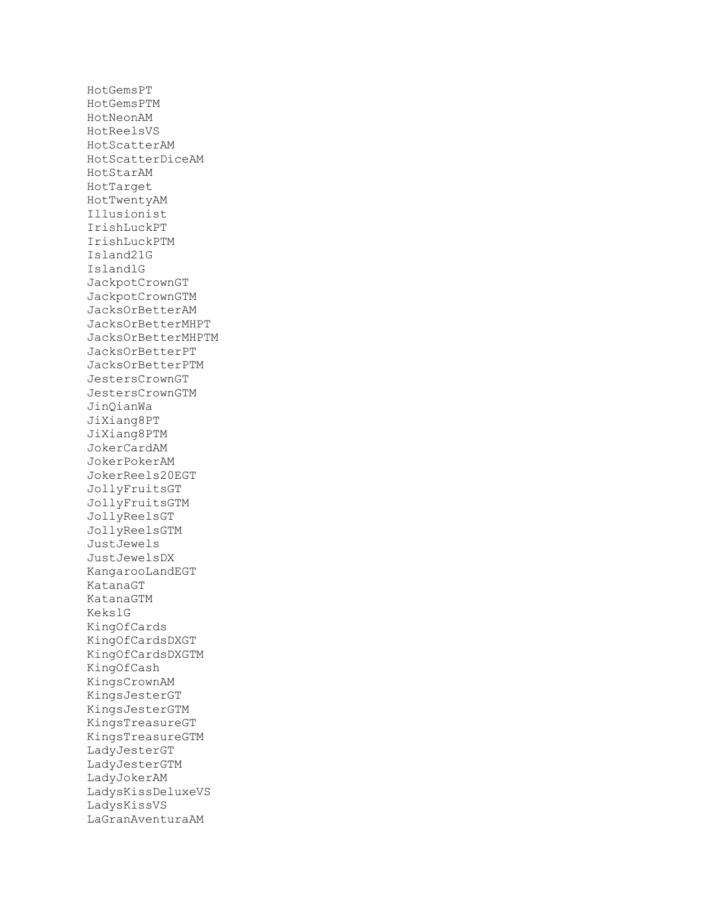HotGemsPT
HotGemsPTM
HotNeonAM
HotReelsVS
HotScatterAM
HotScatterDiceAM
HotStarAM
HotTarget
HotTwentyAM
Illusionist
IrishLuckPT
IrishLuckPTM
Island21G
IslandlG
JackpotCrownGT
JackpotCrownGTM
JacksOrBetterAM
JacksOrBetterMHPT
JacksOrBetterMHPTM
JacksOrBetterPT
JacksOrBetterPTM
JestersCrownGT
JestersCrownGTM
JinQianWa
JiXiang8PT
JiXiang8PTM
JokerCardAM
JokerPokerAM
JokerReels20EGT
JollyFruitsGT
JollyFruitsGTM
JollyReelsGT
JollyReelsGTM
JustJewels
JustJewelsDX
KangarooLandEGT
KatanaGT
KatanaGTM
KekslG
KingOfCards
KingOfCardsDXGT
KingOfCardsDXGTM
KingOfCash
KingsCrownAM
KingsJesterGT
KingsJesterGTM
KingsTreasureGT
KingsTreasureGTM
LadyJesterGT
LadyJesterGTM
LadyJokerAM
LadysKissDeluxeVS
LadysKissVS
LaGranAventuraAM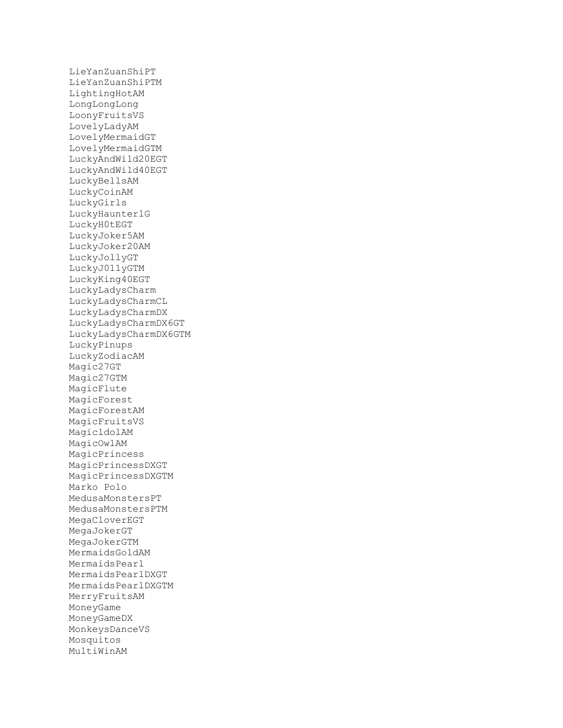LieYanZuanShiPT
LieYanZuanShiPTM
LightingHotAM
LongLongLong
LoonyFruitsVS
LovelyLadyAM
LovelyMermaidGT
LovelyMermaidGTM
LuckyAndWild20EGT
LuckyAndWild40EGT
LuckyBellsAM
LuckyCoinAM
LuckyGirls
LuckyHaunterlG
LuckyH0tEGT
LuckyJoker5AM
LuckyJoker20AM
LuckyJollyGT
LuckyJ011yGTM
LuckyKing40EGT
LuckyLadysCharm
LuckyLadysCharmCL
LuckyLadysCharmDX
LuckyLadysCharmDX6GT
LuckyLadysCharmDX6GTM
LuckyPinups
LuckyZodiacAM
Magic27GT
Magic27GTM
MagicFlute
MagicForest
MagicForestAM
MagicFruitsVS
MagicldolAM
MagicOwlAM
MagicPrincess
MagicPrincessDXGT
MagicPrincessDXGTM
Marko Polo
MedusaMonstersPT
MedusaMonstersPTM
MegaCloverEGT
MegaJokerGT
MegaJokerGTM
MermaidsGoldAM
MermaidsPearl
MermaidsPearlDXGT
MermaidsPearlDXGTM
MerryFruitsAM
MoneyGame
MoneyGameDX
MonkeysDanceVS
Mosquitos
MultiWinAM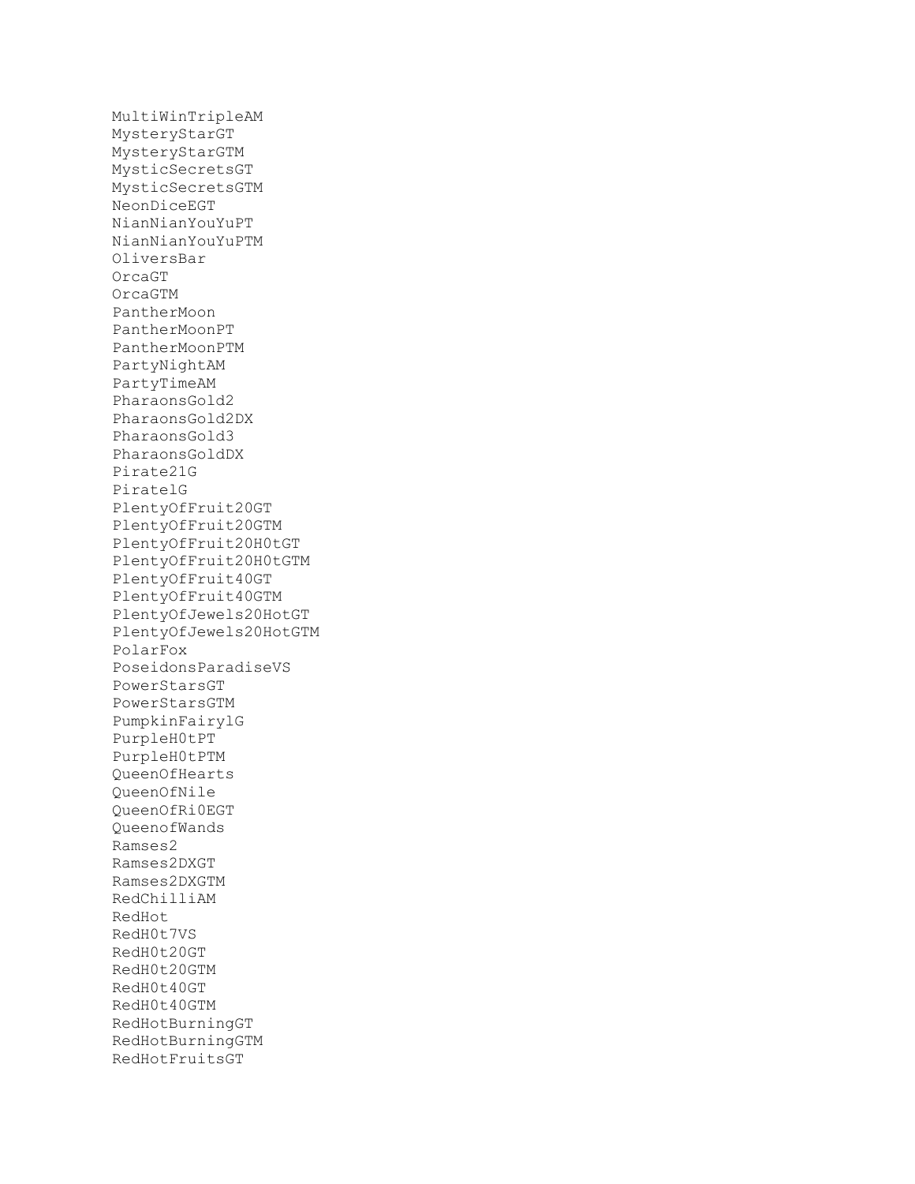MultiWinTripleAM
MysteryStarGT
MysteryStarGTM
MysticSecretsGT
MysticSecretsGTM
NeonDiceEGT
NianNianYouYuPT
NianNianYouYuPTM
OliversBar
OrcaGT
OrcaGTM
PantherMoon
PantherMoonPT
PantherMoonPTM
PartyNightAM
PartyTimeAM
PharaonsGold2
PharaonsGold2DX
PharaonsGold3
PharaonsGoldDX
Pirate21G
PiratelG
PlentyOfFruit20GT
PlentyOfFruit20GTM
PlentyOfFruit20H0tGT
PlentyOfFruit20H0tGTM
PlentyOfFruit40GT
PlentyOfFruit40GTM
PlentyOfJewels20HotGT
PlentyOfJewels20HotGTM
PolarFox
PoseidonsParadiseVS
PowerStarsGT
PowerStarsGTM
PumpkinFairylG
PurpleH0tPT
PurpleH0tPTM
QueenOfHearts
QueenOfNile
QueenOfRi0EGT
QueenofWands
Ramses2
Ramses2DXGT
Ramses2DXGTM
RedChilliAM
RedHot
RedH0t7VS
RedH0t20GT
RedH0t20GTM
RedH0t40GT
RedH0t40GTM
RedHotBurningGT
RedHotBurningGTM
RedHotFruitsGT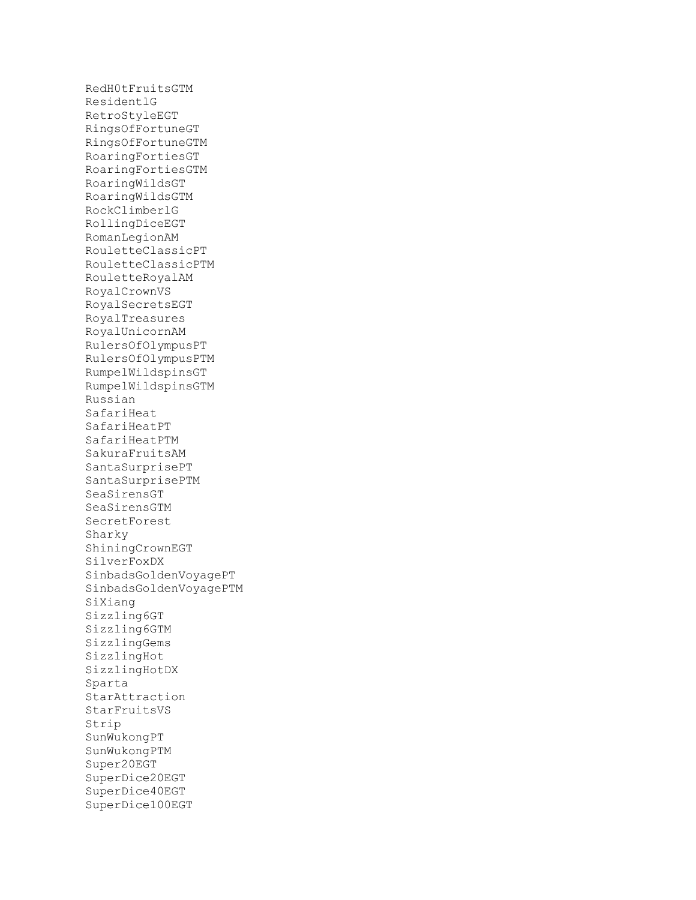RedH0tFruitsGTM
ResidentlG
RetroStyleEGT
RingsOfFortuneGT
RingsOfFortuneGTM
RoaringFortiesGT
RoaringFortiesGTM
RoaringWildsGT
RoaringWildsGTM
RockClimberlG
RollingDiceEGT
RomanLegionAM
RouletteClassicPT
RouletteClassicPTM
RouletteRoyalAM
RoyalCrownVS
RoyalSecretsEGT
RoyalTreasures
RoyalUnicornAM
RulersOfOlympusPT
RulersOfOlympusPTM
RumpelWildspinsGT
RumpelWildspinsGTM
Russian
SafariHeat
SafariHeatPT
SafariHeatPTM
SakuraFruitsAM
SantaSurprisePT
SantaSurprisePTM
SeaSirensGT
SeaSirensGTM
SecretForest
Sharky
ShiningCrownEGT
SilverFoxDX
SinbadsGoldenVoyagePT
SinbadsGoldenVoyagePTM
SiXiang
Sizzling6GT
Sizzling6GTM
SizzlingGems
SizzlingHot
SizzlingHotDX
Sparta
StarAttraction
StarFruitsVS
Strip
SunWukongPT
SunWukongPTM
Super20EGT
SuperDice20EGT
SuperDice40EGT
SuperDice100EGT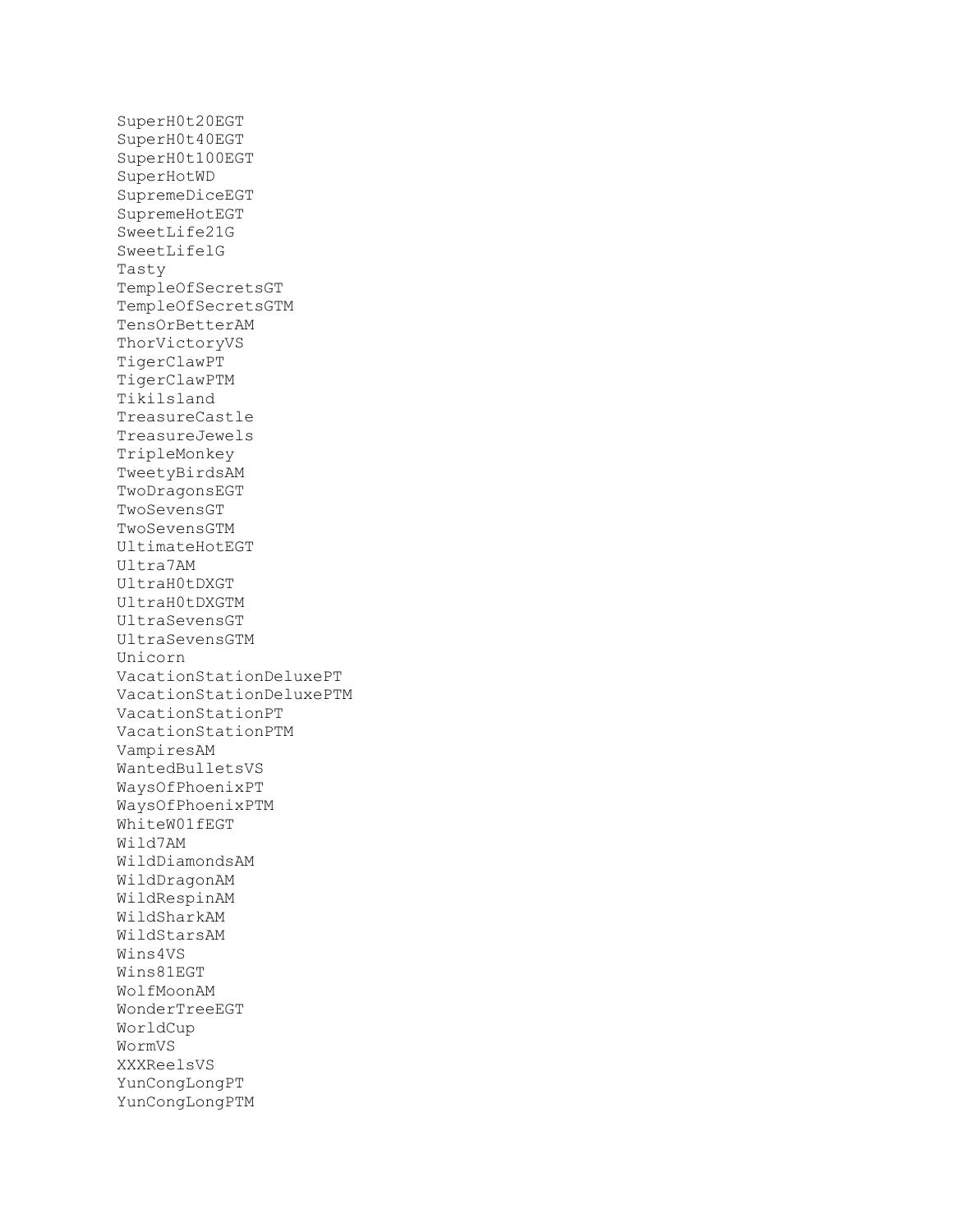SuperH0t20EGT
SuperH0t40EGT
SuperH0t100EGT
SuperHotWD
SupremeDiceEGT
SupremeHotEGT
SweetLife21G
SweetLife1G
Tasty
TempleOfSecretsGT
TempleOfSecretsGTM
TensOrBetterAM
ThorVictoryVS
TigerClawPT
TigerClawPTM
TikiIsland
TreasureCastle
TreasureJewels
TripleMonkey
TweetyBirdsAM
TwoDragonsEGT
TwoSevensGT
TwoSevensGTM
UltimateHotEGT
Ultra7AM
UltraH0tDXGT
UltraH0tDXGTM
UltraSevensGT
UltraSevensGTM
Unicorn
VacationStationDeluxePT
VacationStationDeluxePTM
VacationStationPT
VacationStationPTM
VampiresAM
WantedBulletsVS
WaysOfPhoenixPT
WaysOfPhoenixPTM
WhiteW01fEGT
Wild7AM
WildDiamondsAM
WildDragonAM
WildRespinAM
WildSharkAM
WildStarsAM
Wins4VS
Wins81EGT
WolfMoonAM
WonderTreeEGT
WorldCup
WormVS
XXXReelsVS
YunCongLongPT
YunCongLongPTM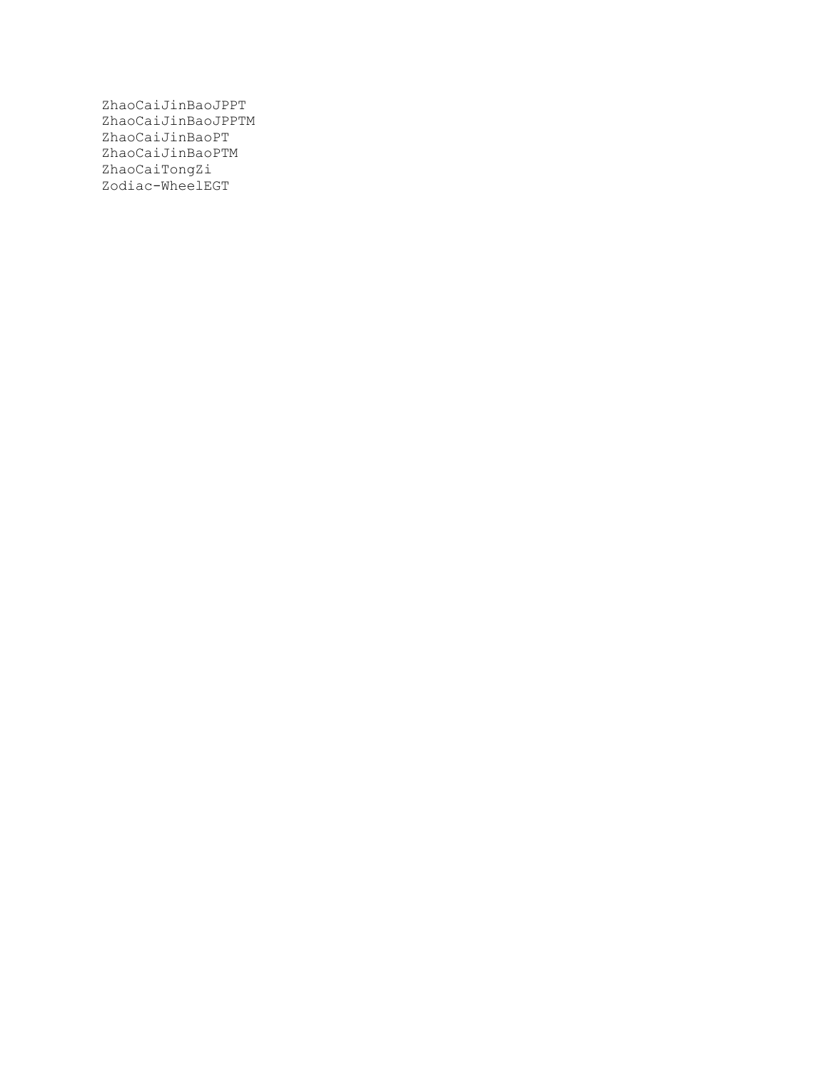ZhaoCaiJinBaoJPPT
ZhaoCaiJinBaoJPPTM
ZhaoCaiJinBaoPT
ZhaoCaiJinBaoPTM
ZhaoCaiTongZi
Zodiac-WheelEGT